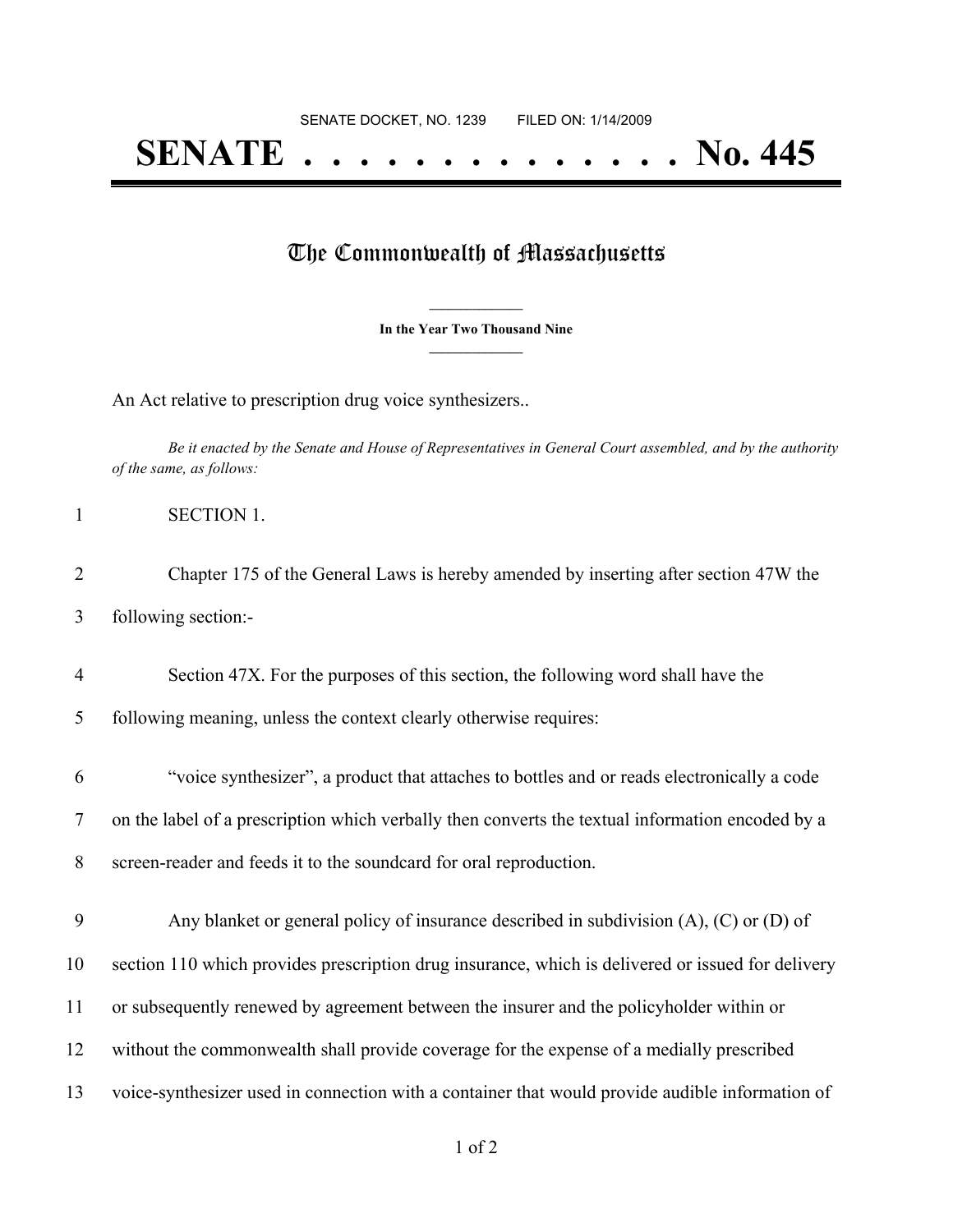SENATE DOCKET, NO. 1239        FILED ON: 1/14/2009

# SENATE . . . . . . . . . . . . . . No. 445

## The Commonwealth of Massachusetts

**In the Year Two Thousand Nine**

An Act relative to prescription drug voice synthesizers..

*Be it enacted by the Senate and House of Representatives in General Court assembled, and by the authority of the same, as follows:*

1 SECTION 1.

2 Chapter 175 of the General Laws is hereby amended by inserting after section 47W the
3 following section:-

4 Section 47X. For the purposes of this section, the following word shall have the
5 following meaning, unless the context clearly otherwise requires:

6 "voice synthesizer", a product that attaches to bottles and or reads electronically a code
7 on the label of a prescription which verbally then converts the textual information encoded by a
8 screen-reader and feeds it to the soundcard for oral reproduction.

9 Any blanket or general policy of insurance described in subdivision (A), (C) or (D) of
10 section 110 which provides prescription drug insurance, which is delivered or issued for delivery
11 or subsequently renewed by agreement between the insurer and the policyholder within or
12 without the commonwealth shall provide coverage for the expense of a medially prescribed
13 voice-synthesizer used in connection with a container that would provide audible information of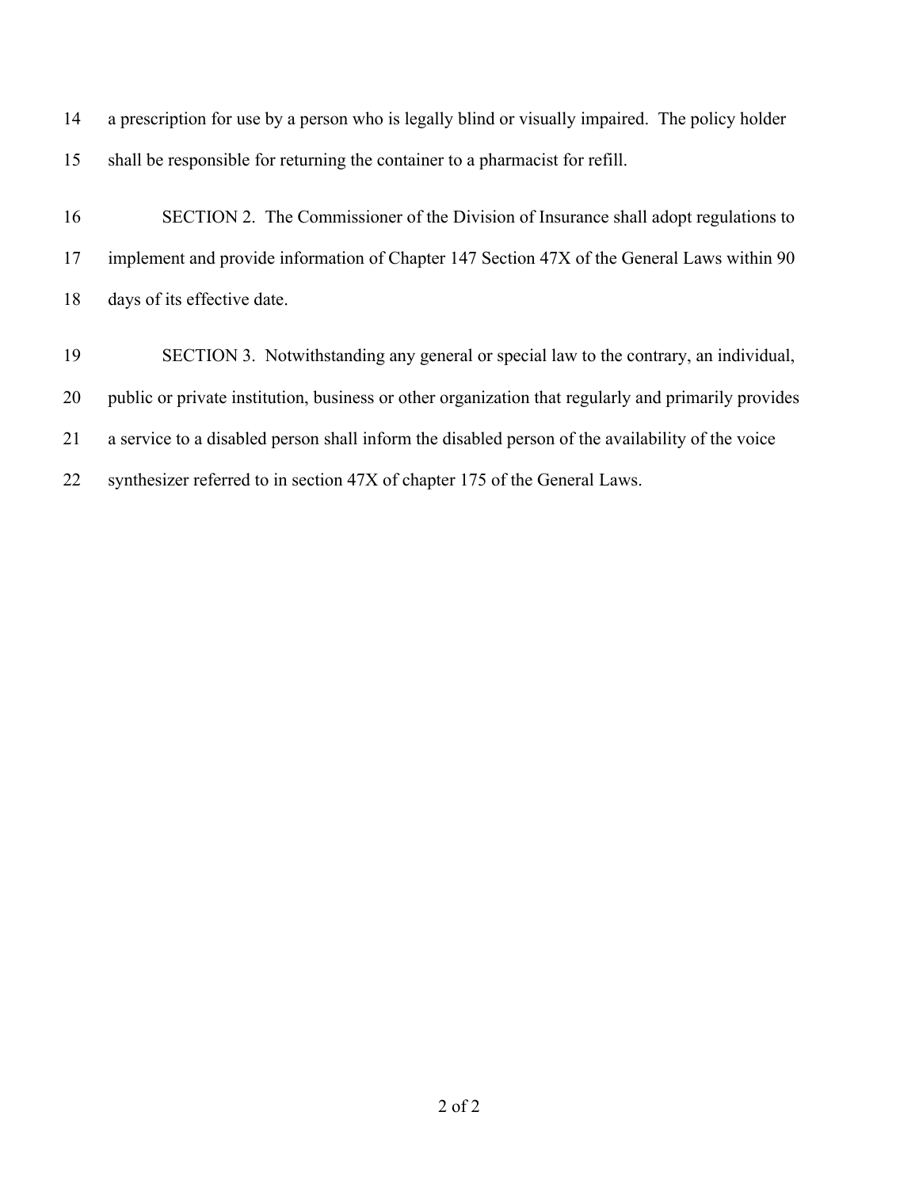a prescription for use by a person who is legally blind or visually impaired. The policy holder shall be responsible for returning the container to a pharmacist for refill.

SECTION 2. The Commissioner of the Division of Insurance shall adopt regulations to implement and provide information of Chapter 147 Section 47X of the General Laws within 90 days of its effective date.

SECTION 3. Notwithstanding any general or special law to the contrary, an individual, public or private institution, business or other organization that regularly and primarily provides a service to a disabled person shall inform the disabled person of the availability of the voice synthesizer referred to in section 47X of chapter 175 of the General Laws.